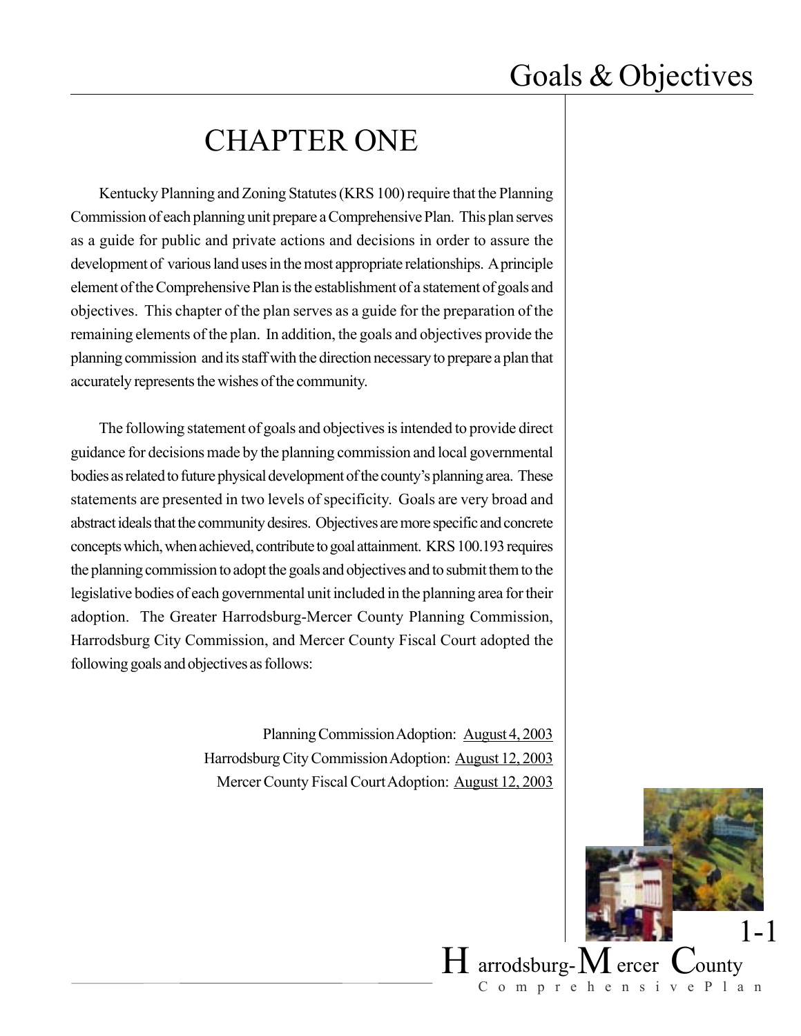# CHAPTER ONE

Kentucky Planning and Zoning Statutes (KRS 100) require that the Planning Commission of each planning unit prepare a Comprehensive Plan. This plan serves as a guide for public and private actions and decisions in order to assure the development of various land uses in the most appropriate relationships. A principle element of the Comprehensive Plan is the establishment of a statement of goals and objectives. This chapter of the plan serves as a guide for the preparation of the remaining elements of the plan. In addition, the goals and objectives provide the planning commission and its staff with the direction necessary to prepare a plan that accurately represents the wishes of the community.

The following statement of goals and objectives is intended to provide direct guidance for decisions made by the planning commission and local governmental bodies as related to future physical development of the county's planning area. These statements are presented in two levels of specificity. Goals are very broad and abstract ideals that the community desires. Objectives are more specific and concrete concepts which, when achieved, contribute to goal attainment. KRS 100.193 requires the planning commission to adopt the goals and objectives and to submit them to the legislative bodies of each governmental unit included in the planning area for their adoption. The Greater Harrodsburg-Mercer County Planning Commission, Harrodsburg City Commission, and Mercer County Fiscal Court adopted the following goals and objectives as follows:

Planning Commission Adoption: August 4, 2003
Harrodsburg City Commission Adoption: August 12, 2003
Mercer County Fiscal Court Adoption: August 12, 2003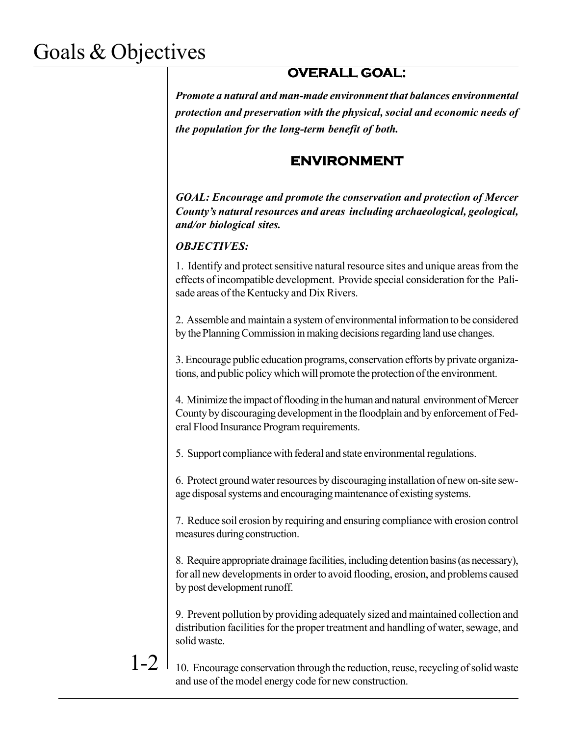# Goals & Objectives

## OVERALL GOAL:

***Promote a natural and man-made environment that balances environmental protection and preservation with the physical, social and economic needs of the population for the long-term benefit of both.***

## ENVIRONMENT

***GOAL: Encourage and promote the conservation and protection of Mercer County's natural resources and areas including archaeological, geological, and/or biological sites.***

***OBJECTIVES:***

1. Identify and protect sensitive natural resource sites and unique areas from the effects of incompatible development. Provide special consideration for the Palisade areas of the Kentucky and Dix Rivers.

2. Assemble and maintain a system of environmental information to be considered by the Planning Commission in making decisions regarding land use changes.

3. Encourage public education programs, conservation efforts by private organizations, and public policy which will promote the protection of the environment.

4. Minimize the impact of flooding in the human and natural environment of Mercer County by discouraging development in the floodplain and by enforcement of Federal Flood Insurance Program requirements.

5. Support compliance with federal and state environmental regulations.

6. Protect ground water resources by discouraging installation of new on-site sewage disposal systems and encouraging maintenance of existing systems.

7. Reduce soil erosion by requiring and ensuring compliance with erosion control measures during construction.

8. Require appropriate drainage facilities, including detention basins (as necessary), for all new developments in order to avoid flooding, erosion, and problems caused by post development runoff.

9. Prevent pollution by providing adequately sized and maintained collection and distribution facilities for the proper treatment and handling of water, sewage, and solid waste.

10. Encourage conservation through the reduction, reuse, recycling of solid waste and use of the model energy code for new construction.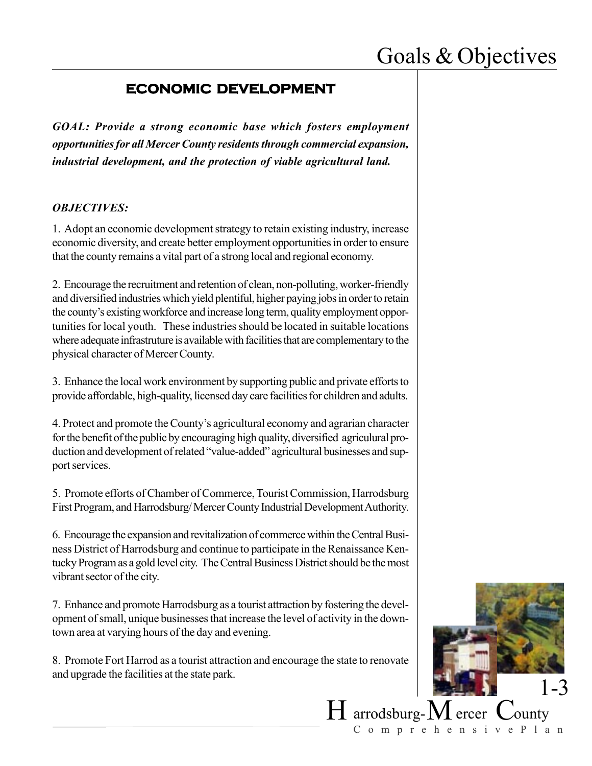## ECONOMIC DEVELOPMENT

***GOAL: Provide a strong economic base which fosters employment opportunities for all Mercer County residents through commercial expansion, industrial development, and the protection of viable agricultural land.***

***OBJECTIVES:***

1. Adopt an economic development strategy to retain existing industry, increase economic diversity, and create better employment opportunities in order to ensure that the county remains a vital part of a strong local and regional economy.

2. Encourage the recruitment and retention of clean, non-polluting, worker-friendly and diversified industries which yield plentiful, higher paying jobs in order to retain the county's existing workforce and increase long term, quality employment opportunities for local youth. These industries should be located in suitable locations where adequate infrastruture is available with facilities that are complementary to the physical character of Mercer County.

3. Enhance the local work environment by supporting public and private efforts to provide affordable, high-quality, licensed day care facilities for children and adults.

4. Protect and promote the County's agricultural economy and agrarian character for the benefit of the public by encouraging high quality, diversified agricultural production and development of related "value-added" agricultural businesses and support services.

5. Promote efforts of Chamber of Commerce, Tourist Commission, Harrodsburg First Program, and Harrodsburg/ Mercer County Industrial Development Authority.

6. Encourage the expansion and revitalization of commerce within the Central Business District of Harrodsburg and continue to participate in the Renaissance Kentucky Program as a gold level city. The Central Business District should be the most vibrant sector of the city.

7. Enhance and promote Harrodsburg as a tourist attraction by fostering the development of small, unique businesses that increase the level of activity in the downtown area at varying hours of the day and evening.

8. Promote Fort Harrod as a tourist attraction and encourage the state to renovate and upgrade the facilities at the state park.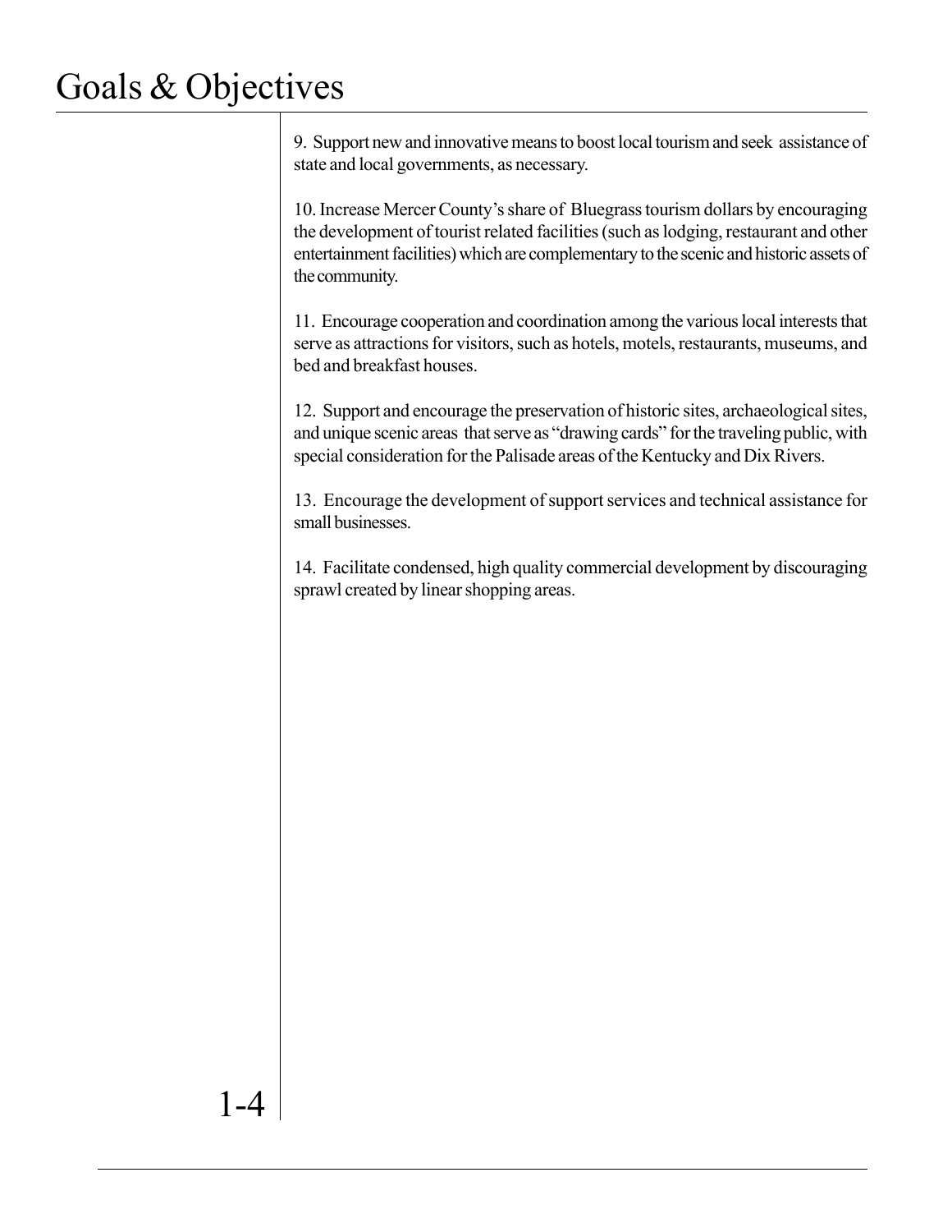9. Support new and innovative means to boost local tourism and seek assistance of state and local governments, as necessary.

10. Increase Mercer County's share of Bluegrass tourism dollars by encouraging the development of tourist related facilities (such as lodging, restaurant and other entertainment facilities) which are complementary to the scenic and historic assets of the community.

11. Encourage cooperation and coordination among the various local interests that serve as attractions for visitors, such as hotels, motels, restaurants, museums, and bed and breakfast houses.

12. Support and encourage the preservation of historic sites, archaeological sites, and unique scenic areas that serve as "drawing cards" for the traveling public, with special consideration for the Palisade areas of the Kentucky and Dix Rivers.

13. Encourage the development of support services and technical assistance for small businesses.

14. Facilitate condensed, high quality commercial development by discouraging sprawl created by linear shopping areas.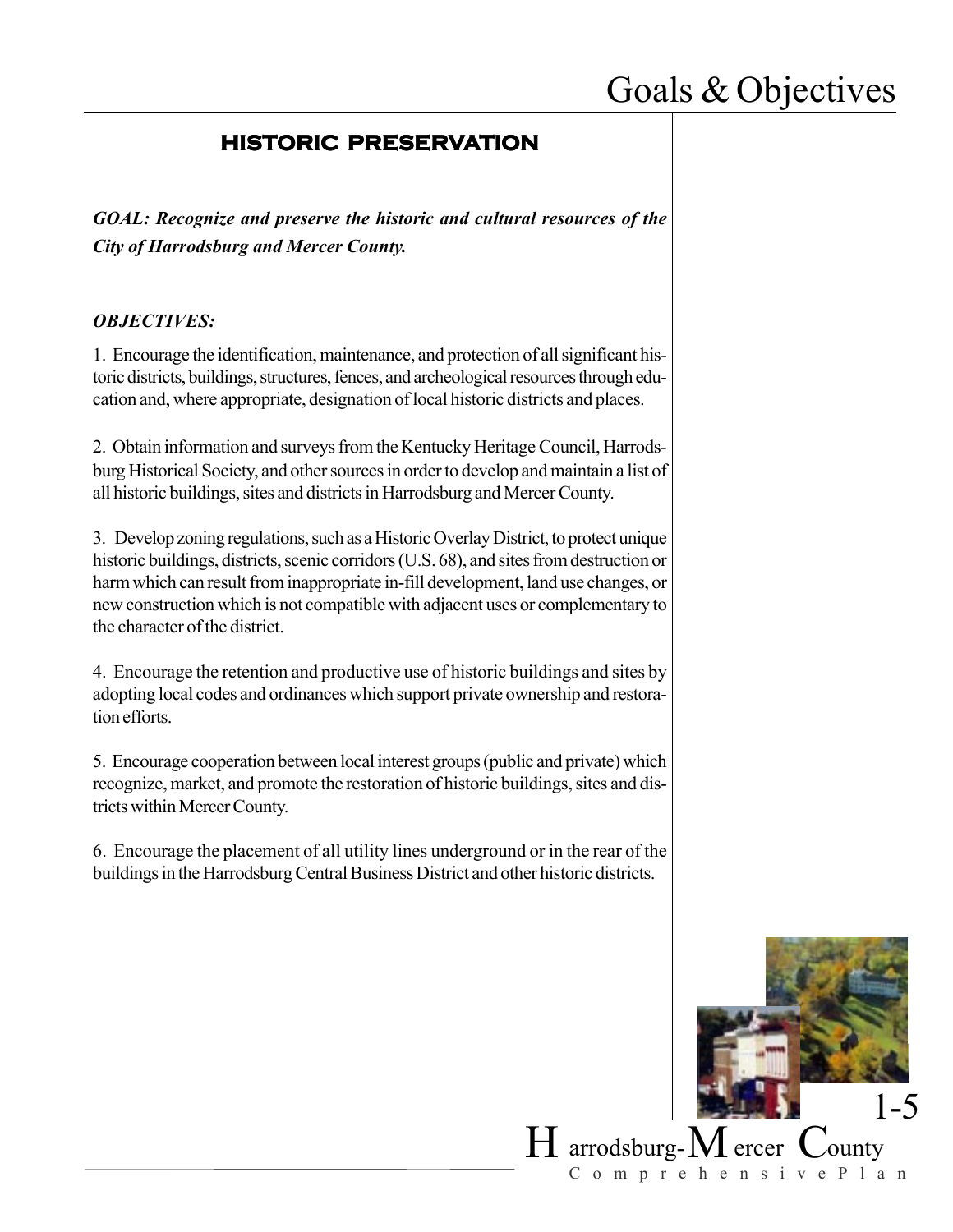## HISTORIC PRESERVATION

***GOAL: Recognize and preserve the historic and cultural resources of the City of Harrodsburg and Mercer County.***

***OBJECTIVES:***

1. Encourage the identification, maintenance, and protection of all significant historic districts, buildings, structures, fences, and archeological resources through education and, where appropriate, designation of local historic districts and places.

2. Obtain information and surveys from the Kentucky Heritage Council, Harrodsburg Historical Society, and other sources in order to develop and maintain a list of all historic buildings, sites and districts in Harrodsburg and Mercer County.

3. Develop zoning regulations, such as a Historic Overlay District, to protect unique historic buildings, districts, scenic corridors (U.S. 68), and sites from destruction or harm which can result from inappropriate in-fill development, land use changes, or new construction which is not compatible with adjacent uses or complementary to the character of the district.

4. Encourage the retention and productive use of historic buildings and sites by adopting local codes and ordinances which support private ownership and restoration efforts.

5. Encourage cooperation between local interest groups (public and private) which recognize, market, and promote the restoration of historic buildings, sites and districts within Mercer County.

6. Encourage the placement of all utility lines underground or in the rear of the buildings in the Harrodsburg Central Business District and other historic districts.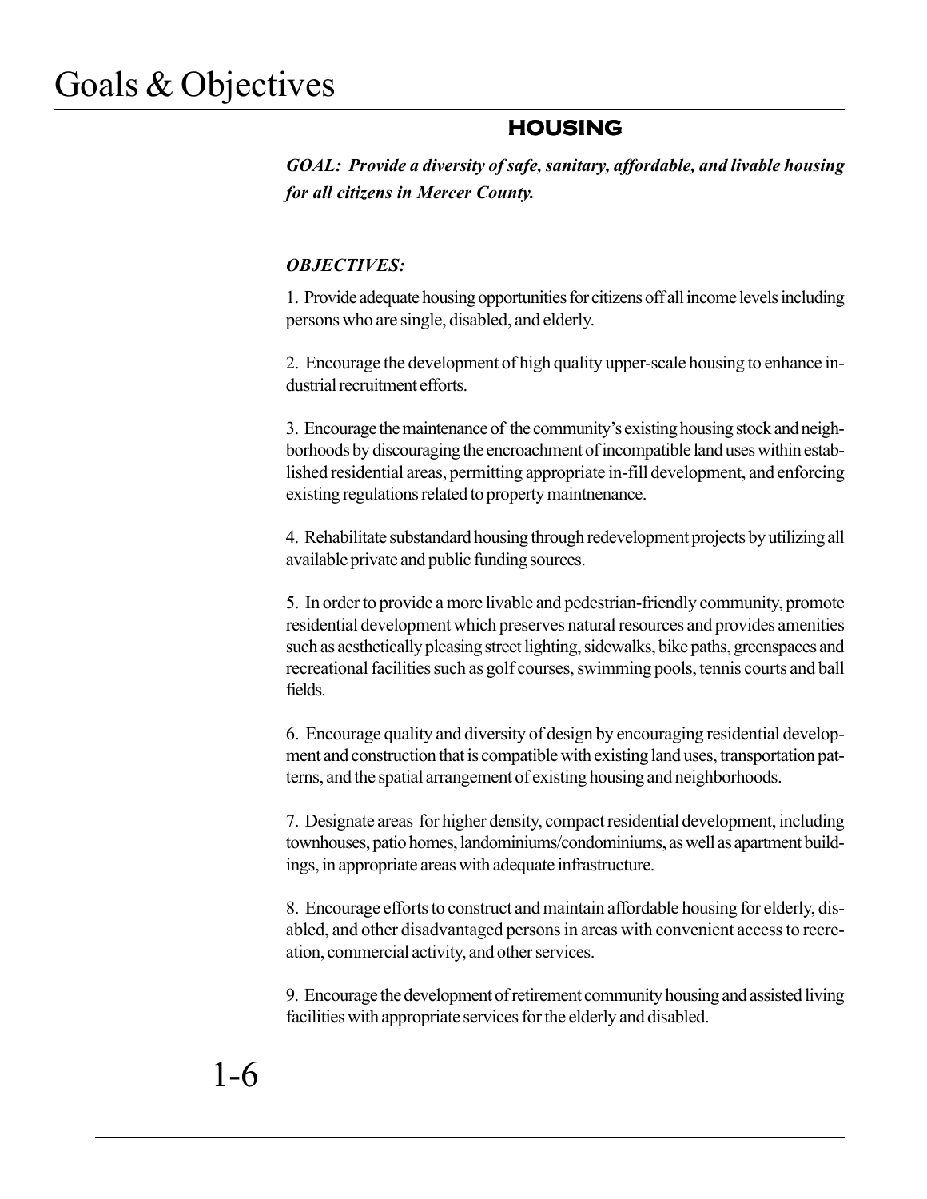## HOUSING

***GOAL: Provide a diversity of safe, sanitary, affordable, and livable housing for all citizens in Mercer County.***

***OBJECTIVES:***

1. Provide adequate housing opportunities for citizens off all income levels including persons who are single, disabled, and elderly.

2. Encourage the development of high quality upper-scale housing to enhance industrial recruitment efforts.

3. Encourage the maintenance of the community's existing housing stock and neighborhoods by discouraging the encroachment of incompatible land uses within established residential areas, permitting appropriate in-fill development, and enforcing existing regulations related to property maintnenance.

4. Rehabilitate substandard housing through redevelopment projects by utilizing all available private and public funding sources.

5. In order to provide a more livable and pedestrian-friendly community, promote residential development which preserves natural resources and provides amenities such as aesthetically pleasing street lighting, sidewalks, bike paths, greenspaces and recreational facilities such as golf courses, swimming pools, tennis courts and ball fields.

6. Encourage quality and diversity of design by encouraging residential development and construction that is compatible with existing land uses, transportation patterns, and the spatial arrangement of existing housing and neighborhoods.

7. Designate areas for higher density, compact residential development, including townhouses, patio homes, landominiums/condominiums, as well as apartment buildings, in appropriate areas with adequate infrastructure.

8. Encourage efforts to construct and maintain affordable housing for elderly, disabled, and other disadvantaged persons in areas with convenient access to recreation, commercial activity, and other services.

9. Encourage the development of retirement community housing and assisted living facilities with appropriate services for the elderly and disabled.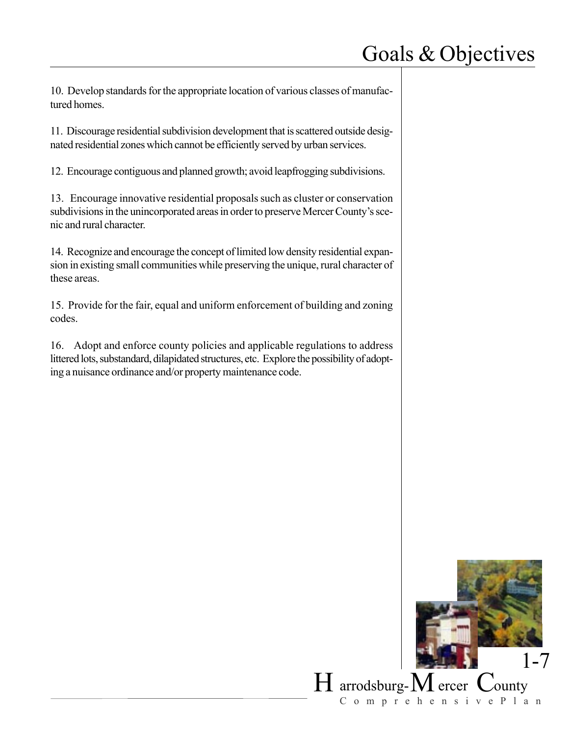10. Develop standards for the appropriate location of various classes of manufactured homes.

11. Discourage residential subdivision development that is scattered outside designated residential zones which cannot be efficiently served by urban services.

12. Encourage contiguous and planned growth; avoid leapfrogging subdivisions.

13. Encourage innovative residential proposals such as cluster or conservation subdivisions in the unincorporated areas in order to preserve Mercer County's scenic and rural character.

14. Recognize and encourage the concept of limited low density residential expansion in existing small communities while preserving the unique, rural character of these areas.

15. Provide for the fair, equal and uniform enforcement of building and zoning codes.

16. Adopt and enforce county policies and applicable regulations to address littered lots, substandard, dilapidated structures, etc. Explore the possibility of adopting a nuisance ordinance and/or property maintenance code.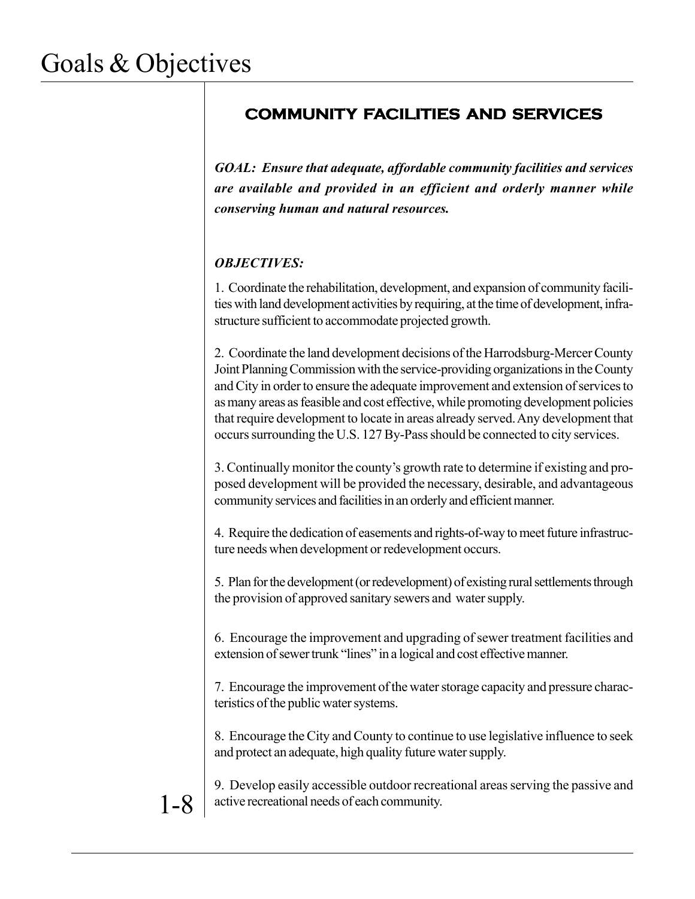## COMMUNITY FACILITIES AND SERVICES

***GOAL: Ensure that adequate, affordable community facilities and services are available and provided in an efficient and orderly manner while conserving human and natural resources.***

***OBJECTIVES:***

1. Coordinate the rehabilitation, development, and expansion of community facilities with land development activities by requiring, at the time of development, infrastructure sufficient to accommodate projected growth.

2. Coordinate the land development decisions of the Harrodsburg-Mercer County Joint Planning Commission with the service-providing organizations in the County and City in order to ensure the adequate improvement and extension of services to as many areas as feasible and cost effective, while promoting development policies that require development to locate in areas already served. Any development that occurs surrounding the U.S. 127 By-Pass should be connected to city services.

3. Continually monitor the county's growth rate to determine if existing and proposed development will be provided the necessary, desirable, and advantageous community services and facilities in an orderly and efficient manner.

4. Require the dedication of easements and rights-of-way to meet future infrastructure needs when development or redevelopment occurs.

5. Plan for the development (or redevelopment) of existing rural settlements through the provision of approved sanitary sewers and water supply.

6. Encourage the improvement and upgrading of sewer treatment facilities and extension of sewer trunk "lines" in a logical and cost effective manner.

7. Encourage the improvement of the water storage capacity and pressure characteristics of the public water systems.

8. Encourage the City and County to continue to use legislative influence to seek and protect an adequate, high quality future water supply.

9. Develop easily accessible outdoor recreational areas serving the passive and active recreational needs of each community.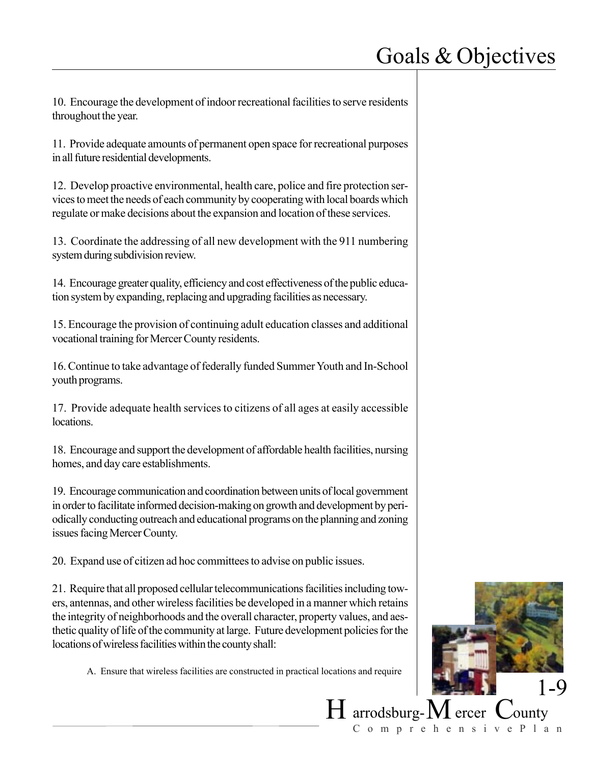10. Encourage the development of indoor recreational facilities to serve residents throughout the year.

11. Provide adequate amounts of permanent open space for recreational purposes in all future residential developments.

12. Develop proactive environmental, health care, police and fire protection services to meet the needs of each community by cooperating with local boards which regulate or make decisions about the expansion and location of these services.

13. Coordinate the addressing of all new development with the 911 numbering system during subdivision review.

14. Encourage greater quality, efficiency and cost effectiveness of the public education system by expanding, replacing and upgrading facilities as necessary.

15. Encourage the provision of continuing adult education classes and additional vocational training for Mercer County residents.

16. Continue to take advantage of federally funded Summer Youth and In-School youth programs.

17. Provide adequate health services to citizens of all ages at easily accessible locations.

18. Encourage and support the development of affordable health facilities, nursing homes, and day care establishments.

19. Encourage communication and coordination between units of local government in order to facilitate informed decision-making on growth and development by periodically conducting outreach and educational programs on the planning and zoning issues facing Mercer County.

20. Expand use of citizen ad hoc committees to advise on public issues.

21. Require that all proposed cellular telecommunications facilities including towers, antennas, and other wireless facilities be developed in a manner which retains the integrity of neighborhoods and the overall character, property values, and aesthetic quality of life of the community at large. Future development policies for the locations of wireless facilities within the county shall:

A. Ensure that wireless facilities are constructed in practical locations and require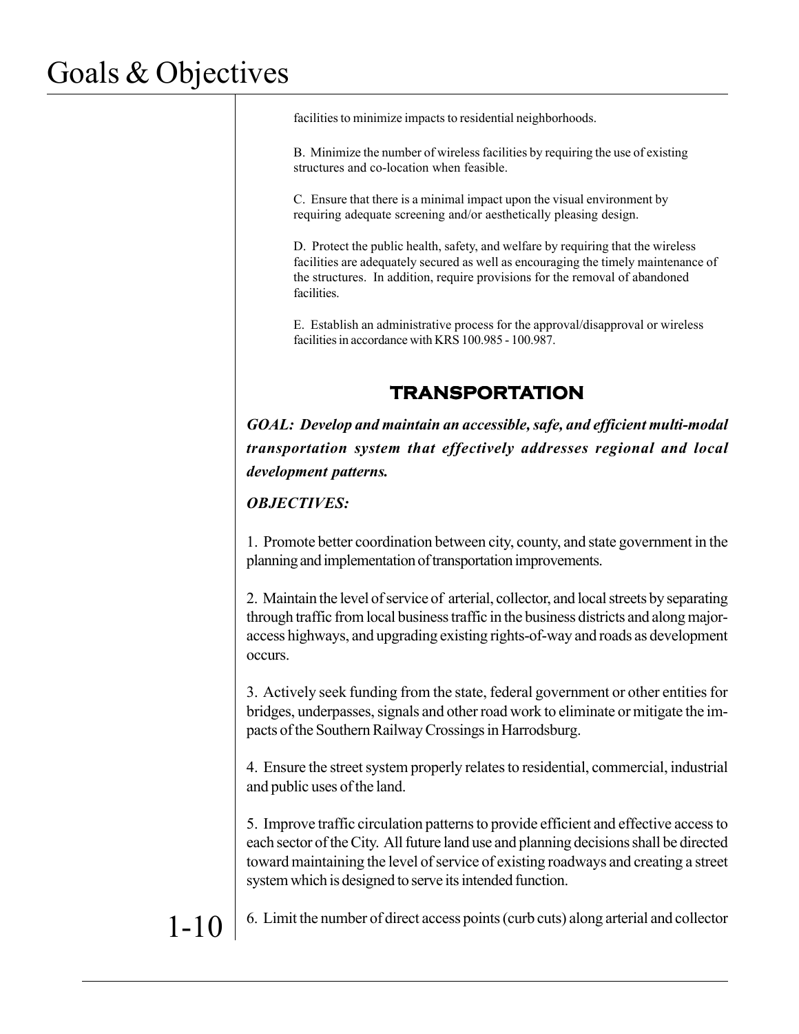facilities to minimize impacts to residential neighborhoods.

B. Minimize the number of wireless facilities by requiring the use of existing structures and co-location when feasible.

C. Ensure that there is a minimal impact upon the visual environment by requiring adequate screening and/or aesthetically pleasing design.

D. Protect the public health, safety, and welfare by requiring that the wireless facilities are adequately secured as well as encouraging the timely maintenance of the structures. In addition, require provisions for the removal of abandoned facilities.

E. Establish an administrative process for the approval/disapproval or wireless facilities in accordance with KRS 100.985 - 100.987.

## TRANSPORTATION

***GOAL: Develop and maintain an accessible, safe, and efficient multi-modal transportation system that effectively addresses regional and local development patterns.***

***OBJECTIVES:***

1. Promote better coordination between city, county, and state government in the planning and implementation of transportation improvements.

2. Maintain the level of service of arterial, collector, and local streets by separating through traffic from local business traffic in the business districts and along major-access highways, and upgrading existing rights-of-way and roads as development occurs.

3. Actively seek funding from the state, federal government or other entities for bridges, underpasses, signals and other road work to eliminate or mitigate the impacts of the Southern Railway Crossings in Harrodsburg.

4. Ensure the street system properly relates to residential, commercial, industrial and public uses of the land.

5. Improve traffic circulation patterns to provide efficient and effective access to each sector of the City. All future land use and planning decisions shall be directed toward maintaining the level of service of existing roadways and creating a street system which is designed to serve its intended function.

6. Limit the number of direct access points (curb cuts) along arterial and collector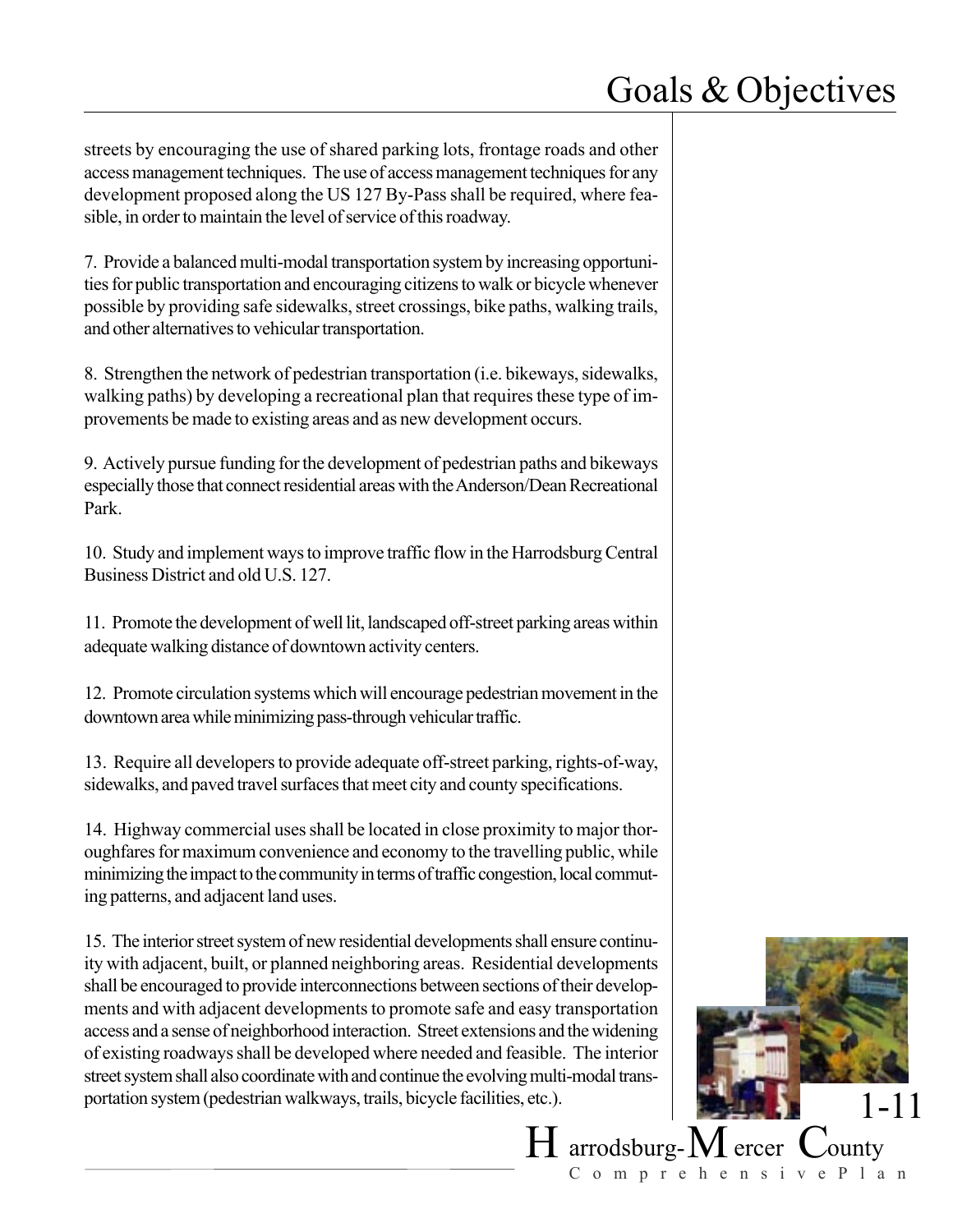streets by encouraging the use of shared parking lots, frontage roads and other access management techniques. The use of access management techniques for any development proposed along the US 127 By-Pass shall be required, where feasible, in order to maintain the level of service of this roadway.

7. Provide a balanced multi-modal transportation system by increasing opportunities for public transportation and encouraging citizens to walk or bicycle whenever possible by providing safe sidewalks, street crossings, bike paths, walking trails, and other alternatives to vehicular transportation.

8. Strengthen the network of pedestrian transportation (i.e. bikeways, sidewalks, walking paths) by developing a recreational plan that requires these type of improvements be made to existing areas and as new development occurs.

9. Actively pursue funding for the development of pedestrian paths and bikeways especially those that connect residential areas with the Anderson/Dean Recreational Park.

10. Study and implement ways to improve traffic flow in the Harrodsburg Central Business District and old U.S. 127.

11. Promote the development of well lit, landscaped off-street parking areas within adequate walking distance of downtown activity centers.

12. Promote circulation systems which will encourage pedestrian movement in the downtown area while minimizing pass-through vehicular traffic.

13. Require all developers to provide adequate off-street parking, rights-of-way, sidewalks, and paved travel surfaces that meet city and county specifications.

14. Highway commercial uses shall be located in close proximity to major thoroughfares for maximum convenience and economy to the travelling public, while minimizing the impact to the community in terms of traffic congestion, local commuting patterns, and adjacent land uses.

15. The interior street system of new residential developments shall ensure continuity with adjacent, built, or planned neighboring areas. Residential developments shall be encouraged to provide interconnections between sections of their developments and with adjacent developments to promote safe and easy transportation access and a sense of neighborhood interaction. Street extensions and the widening of existing roadways shall be developed where needed and feasible. The interior street system shall also coordinate with and continue the evolving multi-modal transportation system (pedestrian walkways, trails, bicycle facilities, etc.).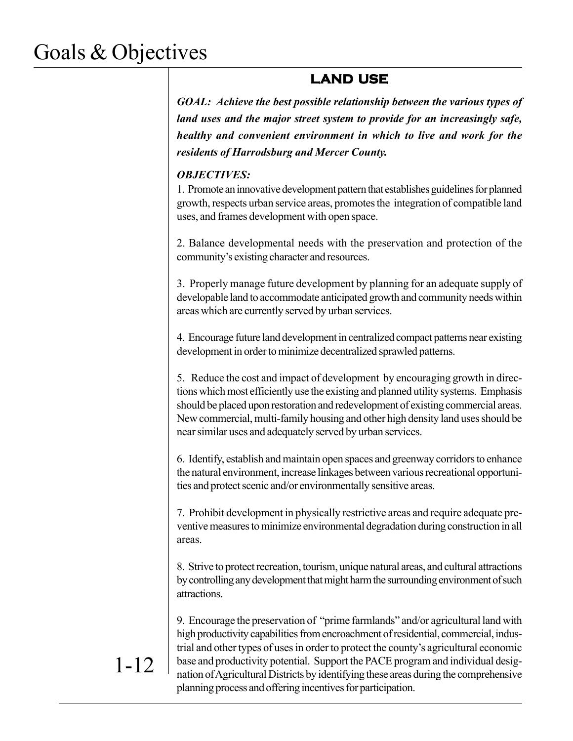# Goals & Objectives

## LAND USE

***GOAL: Achieve the best possible relationship between the various types of land uses and the major street system to provide for an increasingly safe, healthy and convenient environment in which to live and work for the residents of Harrodsburg and Mercer County.***

***OBJECTIVES:***

1. Promote an innovative development pattern that establishes guidelines for planned growth, respects urban service areas, promotes the integration of compatible land uses, and frames development with open space.

2. Balance developmental needs with the preservation and protection of the community's existing character and resources.

3. Properly manage future development by planning for an adequate supply of developable land to accommodate anticipated growth and community needs within areas which are currently served by urban services.

4. Encourage future land development in centralized compact patterns near existing development in order to minimize decentralized sprawled patterns.

5. Reduce the cost and impact of development by encouraging growth in directions which most efficiently use the existing and planned utility systems. Emphasis should be placed upon restoration and redevelopment of existing commercial areas. New commercial, multi-family housing and other high density land uses should be near similar uses and adequately served by urban services.

6. Identify, establish and maintain open spaces and greenway corridors to enhance the natural environment, increase linkages between various recreational opportunities and protect scenic and/or environmentally sensitive areas.

7. Prohibit development in physically restrictive areas and require adequate preventive measures to minimize environmental degradation during construction in all areas.

8. Strive to protect recreation, tourism, unique natural areas, and cultural attractions by controlling any development that might harm the surrounding environment of such attractions.

9. Encourage the preservation of "prime farmlands" and/or agricultural land with high productivity capabilities from encroachment of residential, commercial, industrial and other types of uses in order to protect the county's agricultural economic base and productivity potential. Support the PACE program and individual designation of Agricultural Districts by identifying these areas during the comprehensive planning process and offering incentives for participation.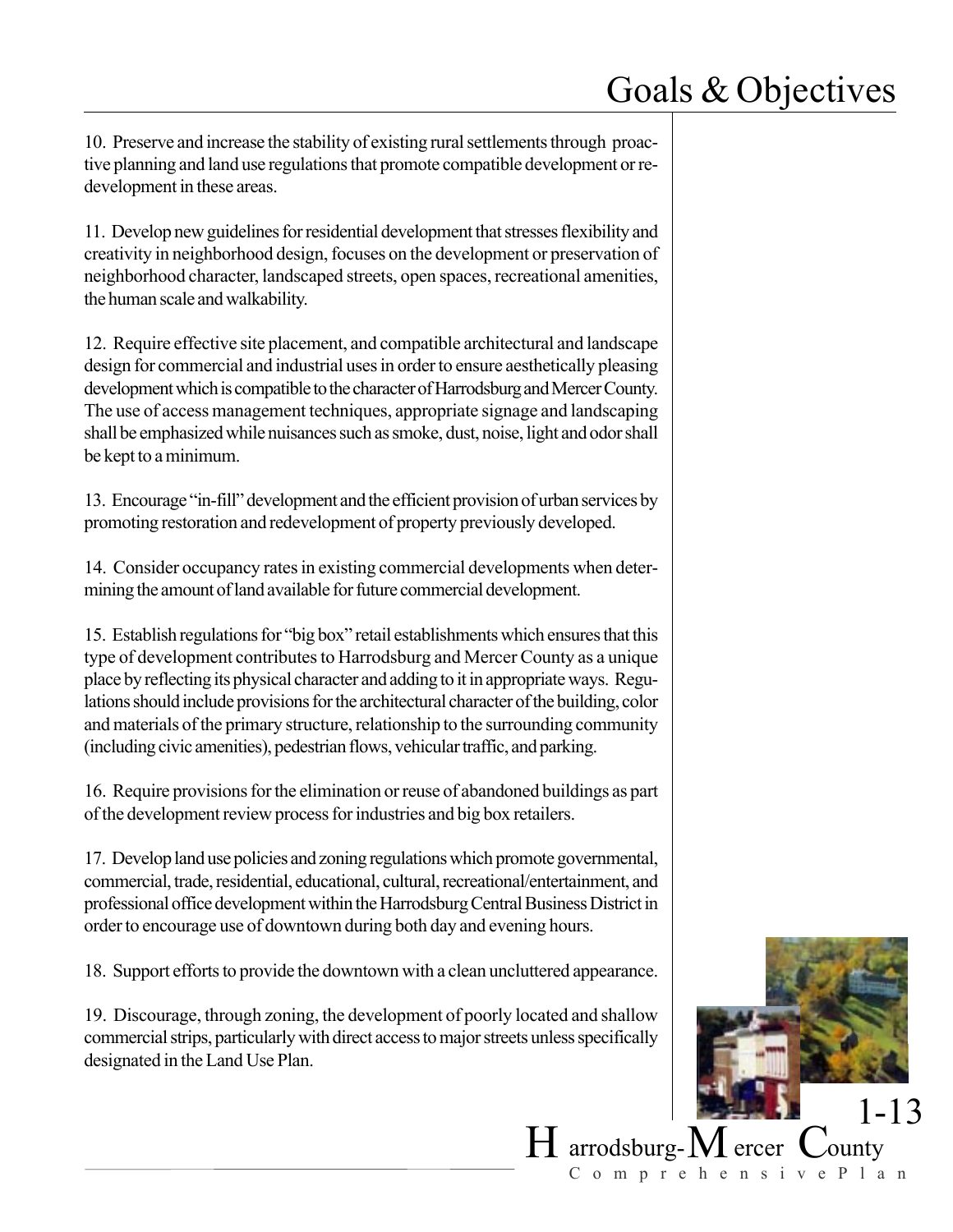10. Preserve and increase the stability of existing rural settlements through proactive planning and land use regulations that promote compatible development or redevelopment in these areas.

11. Develop new guidelines for residential development that stresses flexibility and creativity in neighborhood design, focuses on the development or preservation of neighborhood character, landscaped streets, open spaces, recreational amenities, the human scale and walkability.

12. Require effective site placement, and compatible architectural and landscape design for commercial and industrial uses in order to ensure aesthetically pleasing development which is compatible to the character of Harrodsburg and Mercer County. The use of access management techniques, appropriate signage and landscaping shall be emphasized while nuisances such as smoke, dust, noise, light and odor shall be kept to a minimum.

13. Encourage "in-fill" development and the efficient provision of urban services by promoting restoration and redevelopment of property previously developed.

14. Consider occupancy rates in existing commercial developments when determining the amount of land available for future commercial development.

15. Establish regulations for "big box" retail establishments which ensures that this type of development contributes to Harrodsburg and Mercer County as a unique place by reflecting its physical character and adding to it in appropriate ways. Regulations should include provisions for the architectural character of the building, color and materials of the primary structure, relationship to the surrounding community (including civic amenities), pedestrian flows, vehicular traffic, and parking.

16. Require provisions for the elimination or reuse of abandoned buildings as part of the development review process for industries and big box retailers.

17. Develop land use policies and zoning regulations which promote governmental, commercial, trade, residential, educational, cultural, recreational/entertainment, and professional office development within the Harrodsburg Central Business District in order to encourage use of downtown during both day and evening hours.

18. Support efforts to provide the downtown with a clean uncluttered appearance.

19. Discourage, through zoning, the development of poorly located and shallow commercial strips, particularly with direct access to major streets unless specifically designated in the Land Use Plan.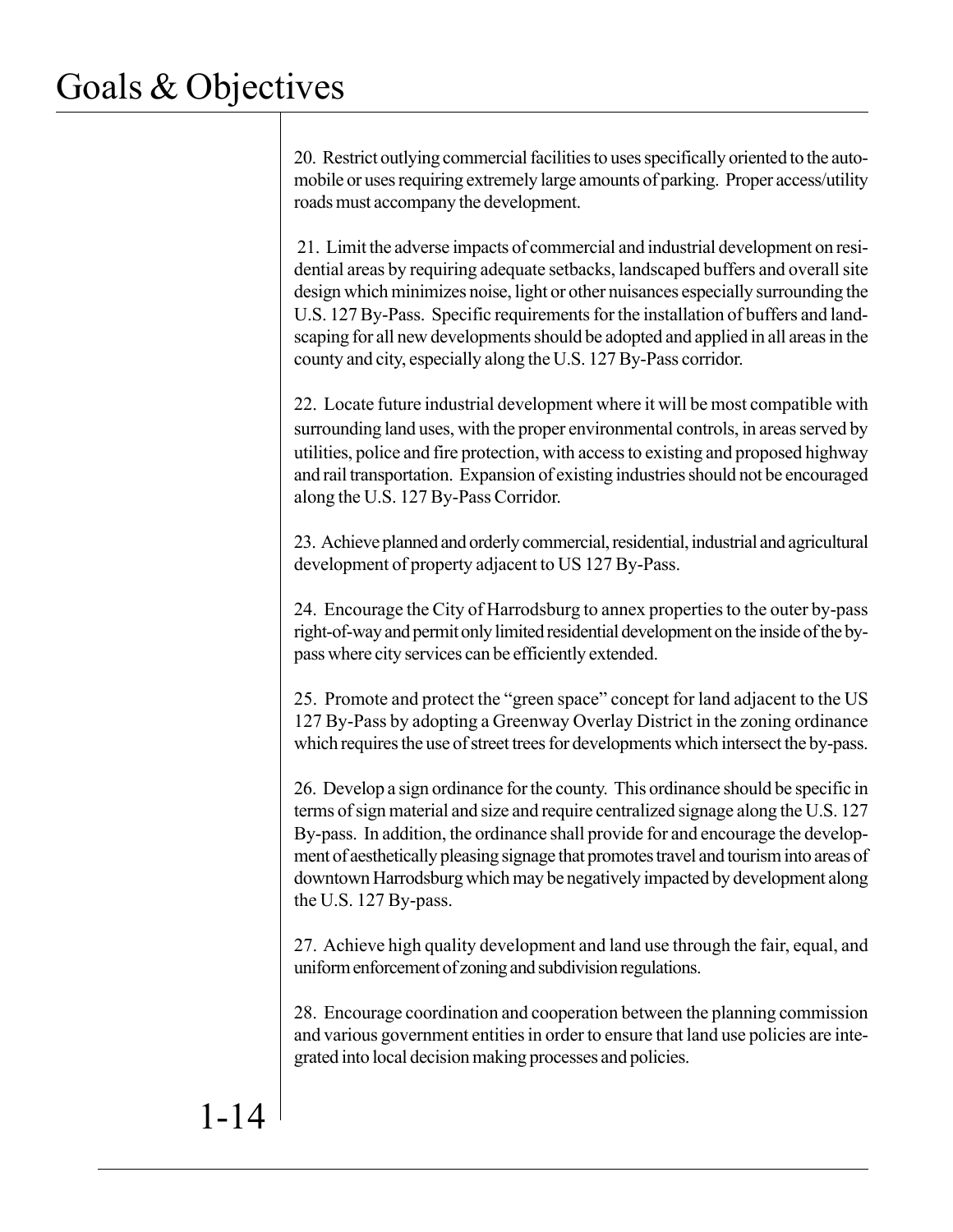# Goals & Objectives

20. Restrict outlying commercial facilities to uses specifically oriented to the automobile or uses requiring extremely large amounts of parking. Proper access/utility roads must accompany the development.

21. Limit the adverse impacts of commercial and industrial development on residential areas by requiring adequate setbacks, landscaped buffers and overall site design which minimizes noise, light or other nuisances especially surrounding the U.S. 127 By-Pass. Specific requirements for the installation of buffers and landscaping for all new developments should be adopted and applied in all areas in the county and city, especially along the U.S. 127 By-Pass corridor.

22. Locate future industrial development where it will be most compatible with surrounding land uses, with the proper environmental controls, in areas served by utilities, police and fire protection, with access to existing and proposed highway and rail transportation. Expansion of existing industries should not be encouraged along the U.S. 127 By-Pass Corridor.

23. Achieve planned and orderly commercial, residential, industrial and agricultural development of property adjacent to US 127 By-Pass.

24. Encourage the City of Harrodsburg to annex properties to the outer by-pass right-of-way and permit only limited residential development on the inside of the by-pass where city services can be efficiently extended.

25. Promote and protect the "green space" concept for land adjacent to the US 127 By-Pass by adopting a Greenway Overlay District in the zoning ordinance which requires the use of street trees for developments which intersect the by-pass.

26. Develop a sign ordinance for the county. This ordinance should be specific in terms of sign material and size and require centralized signage along the U.S. 127 By-pass. In addition, the ordinance shall provide for and encourage the development of aesthetically pleasing signage that promotes travel and tourism into areas of downtown Harrodsburg which may be negatively impacted by development along the U.S. 127 By-pass.

27. Achieve high quality development and land use through the fair, equal, and uniform enforcement of zoning and subdivision regulations.

28. Encourage coordination and cooperation between the planning commission and various government entities in order to ensure that land use policies are integrated into local decision making processes and policies.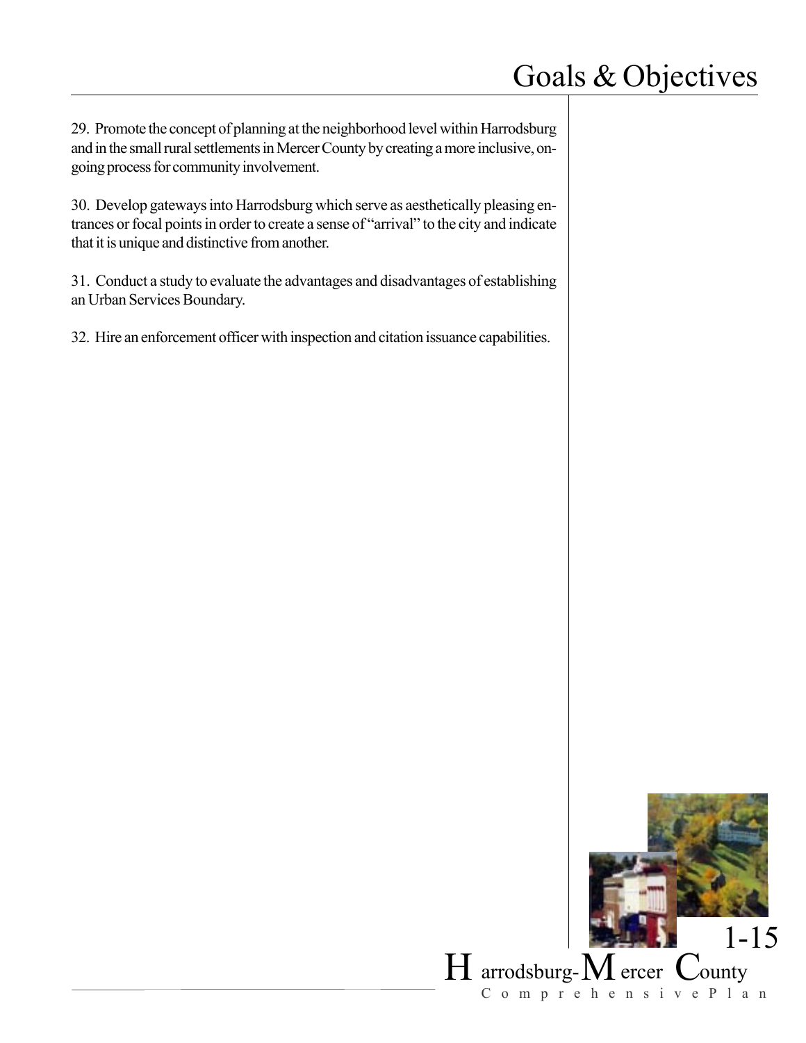29. Promote the concept of planning at the neighborhood level within Harrodsburg and in the small rural settlements in Mercer County by creating a more inclusive, ongoing process for community involvement.

30. Develop gateways into Harrodsburg which serve as aesthetically pleasing entrances or focal points in order to create a sense of "arrival" to the city and indicate that it is unique and distinctive from another.

31. Conduct a study to evaluate the advantages and disadvantages of establishing an Urban Services Boundary.

32. Hire an enforcement officer with inspection and citation issuance capabilities.